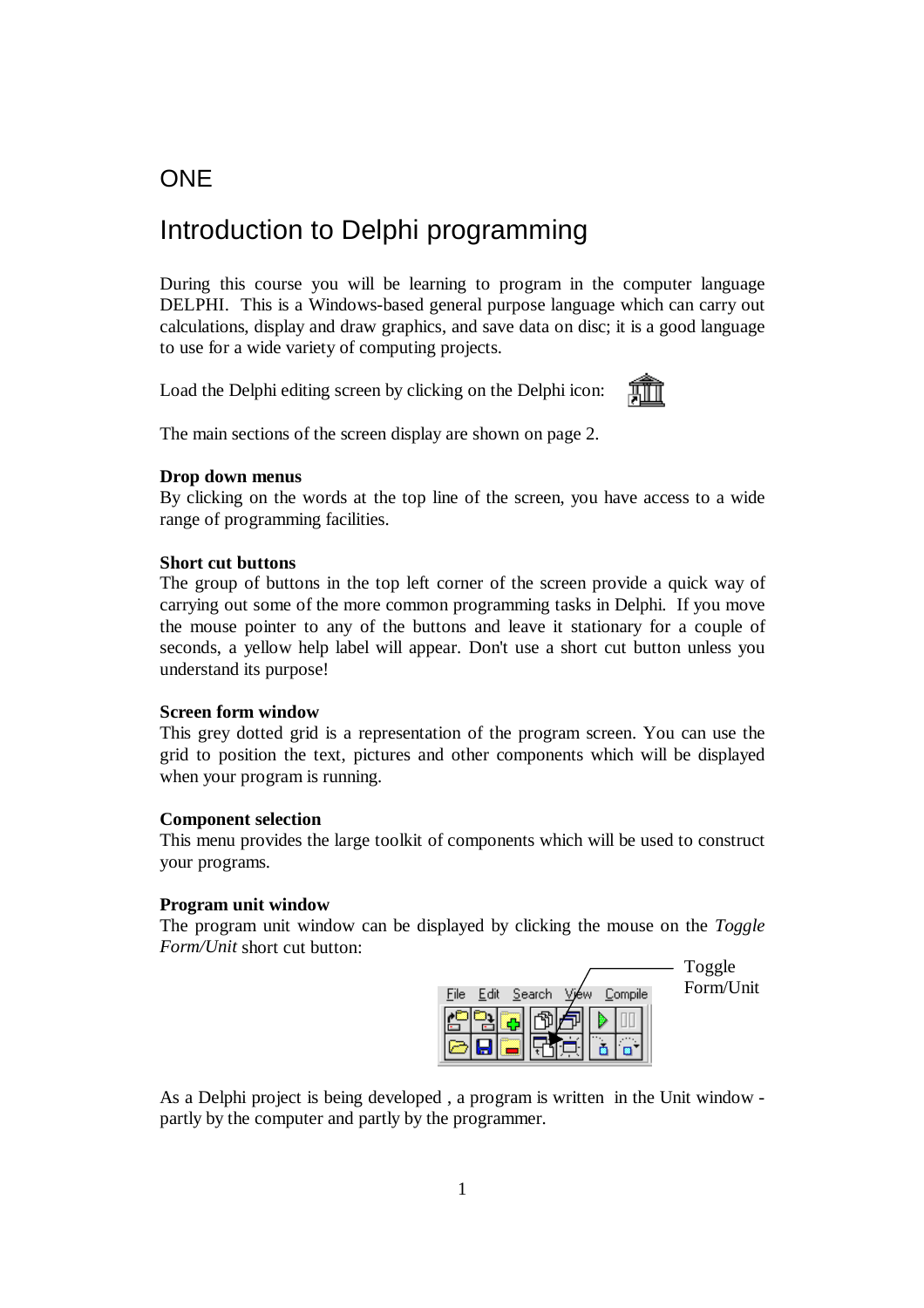# ONE

# Introduction to Delphi programming

During this course you will be learning to program in the computer language DELPHI. This is a Windows-based general purpose language which can carry out calculations, display and draw graphics, and save data on disc; it is a good language to use for a wide variety of computing projects.

Load the Delphi editing screen by clicking on the Delphi icon:

The main sections of the screen display are shown on page 2.

**Drop down menus**
By clicking on the words at the top line of the screen, you have access to a wide range of programming facilities.

**Short cut buttons**
The group of buttons in the top left corner of the screen provide a quick way of carrying out some of the more common programming tasks in Delphi. If you move the mouse pointer to any of the buttons and leave it stationary for a couple of seconds, a yellow help label will appear. Don't use a short cut button unless you understand its purpose!

**Screen form window**
This grey dotted grid is a representation of the program screen. You can use the grid to position the text, pictures and other components which will be displayed when your program is running.

**Component selection**
This menu provides the large toolkit of components which will be used to construct your programs.

**Program unit window**
The program unit window can be displayed by clicking the mouse on the *Toggle Form/Unit* short cut button:

Toggle Form/Unit

As a Delphi project is being developed , a program is written in the Unit window - partly by the computer and partly by the programmer.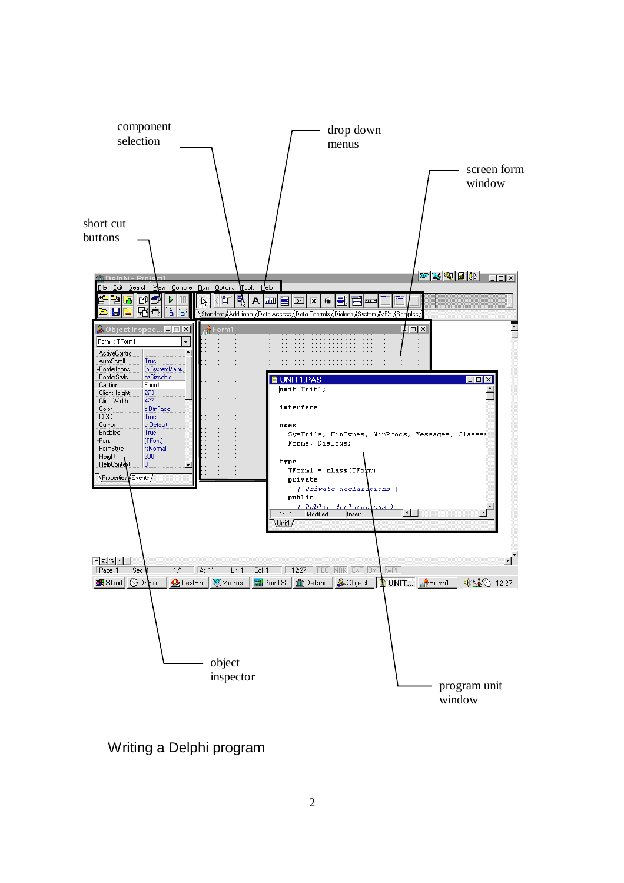component selection

drop down menus

screen form window

short cut buttons

object inspector

program unit window

Writing a Delphi program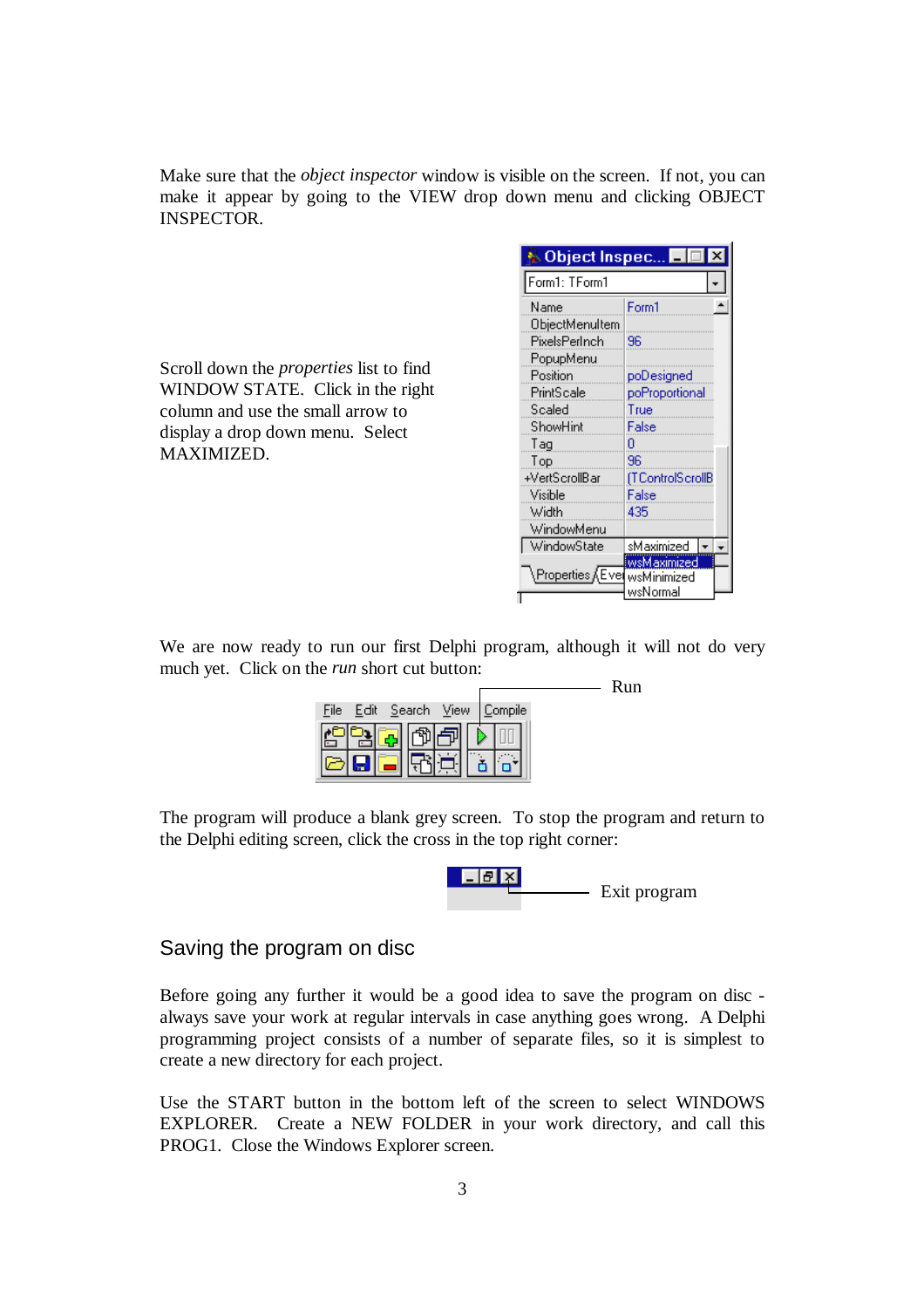Make sure that the *object inspector* window is visible on the screen. If not, you can make it appear by going to the VIEW drop down menu and clicking OBJECT INSPECTOR.

Scroll down the *properties* list to find WINDOW STATE. Click in the right column and use the small arrow to display a drop down menu. Select MAXIMIZED.

We are now ready to run our first Delphi program, although it will not do very much yet. Click on the *run* short cut button:

Run

The program will produce a blank grey screen. To stop the program and return to the Delphi editing screen, click the cross in the top right corner:

Exit program

## Saving the program on disc

Before going any further it would be a good idea to save the program on disc - always save your work at regular intervals in case anything goes wrong. A Delphi programming project consists of a number of separate files, so it is simplest to create a new directory for each project.

Use the START button in the bottom left of the screen to select WINDOWS EXPLORER. Create a NEW FOLDER in your work directory, and call this PROG1. Close the Windows Explorer screen.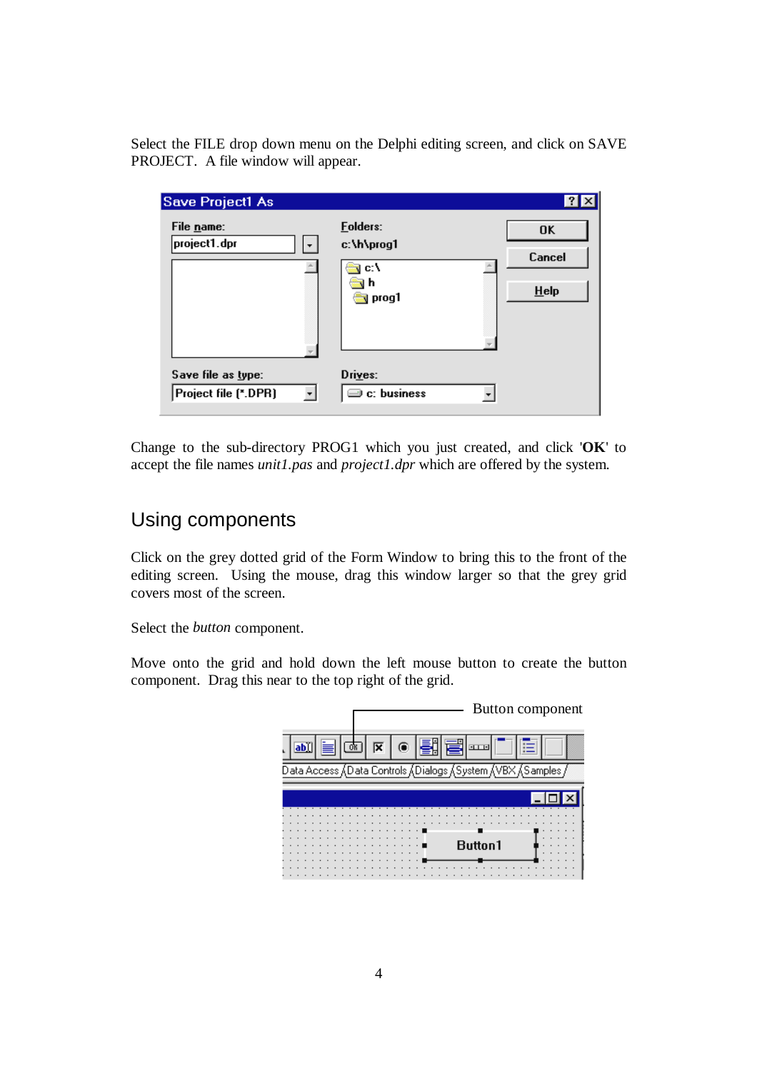Select the FILE drop down menu on the Delphi editing screen, and click on SAVE PROJECT. A file window will appear.

Change to the sub-directory PROG1 which you just created, and click '**OK**' to accept the file names *unit1.pas* and *project1.dpr* which are offered by the system.

## Using components

Click on the grey dotted grid of the Form Window to bring this to the front of the editing screen. Using the mouse, drag this window larger so that the grey grid covers most of the screen.

Select the *button* component.

Move onto the grid and hold down the left mouse button to create the button component. Drag this near to the top right of the grid.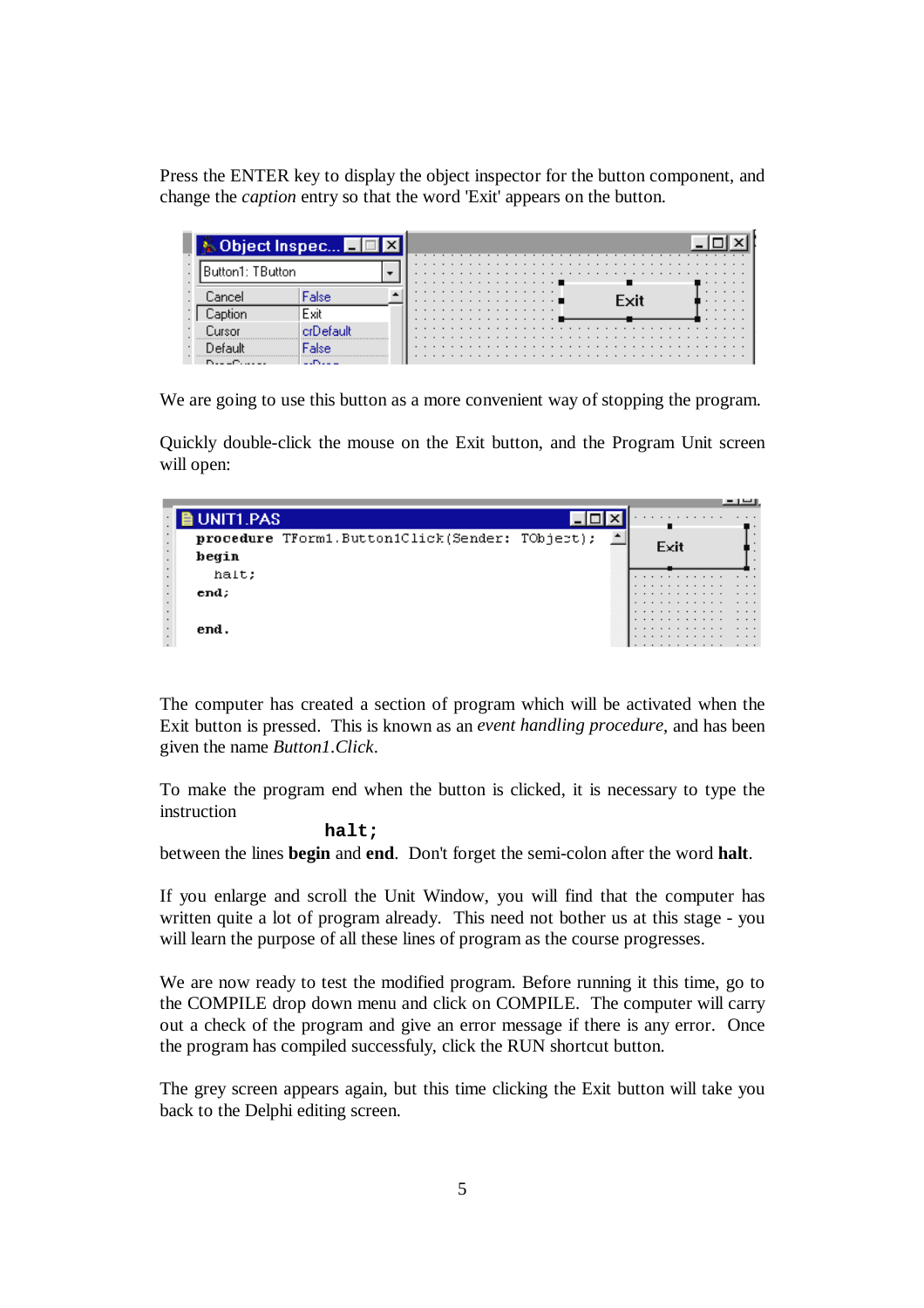Press the ENTER key to display the object inspector for the button component, and change the *caption* entry so that the word 'Exit' appears on the button.

We are going to use this button as a more convenient way of stopping the program.

Quickly double-click the mouse on the Exit button, and the Program Unit screen will open:

The computer has created a section of program which will be activated when the Exit button is pressed. This is known as an *event handling procedure*, and has been given the name *Button1.Click*.

To make the program end when the button is clicked, it is necessary to type the instruction

```
halt;
```

between the lines **begin** and **end**. Don't forget the semi-colon after the word **halt**.

If you enlarge and scroll the Unit Window, you will find that the computer has written quite a lot of program already. This need not bother us at this stage - you will learn the purpose of all these lines of program as the course progresses.

We are now ready to test the modified program. Before running it this time, go to the COMPILE drop down menu and click on COMPILE. The computer will carry out a check of the program and give an error message if there is any error. Once the program has compiled successfuly, click the RUN shortcut button.

The grey screen appears again, but this time clicking the Exit button will take you back to the Delphi editing screen.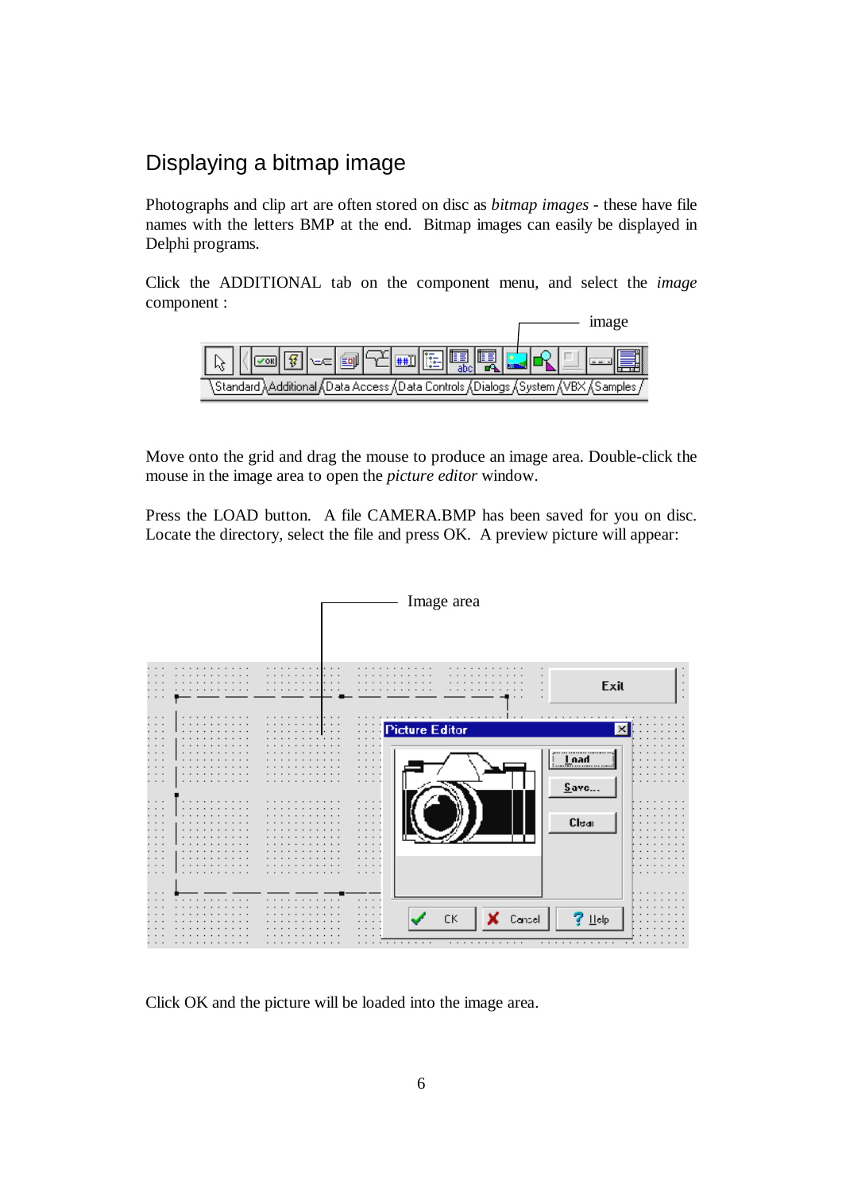## Displaying a bitmap image

Photographs and clip art are often stored on disc as *bitmap images* - these have file names with the letters BMP at the end. Bitmap images can easily be displayed in Delphi programs.

Click the ADDITIONAL tab on the component menu, and select the *image* component :

Move onto the grid and drag the mouse to produce an image area. Double-click the mouse in the image area to open the *picture editor* window.

Press the LOAD button. A file CAMERA.BMP has been saved for you on disc. Locate the directory, select the file and press OK. A preview picture will appear:

Click OK and the picture will be loaded into the image area.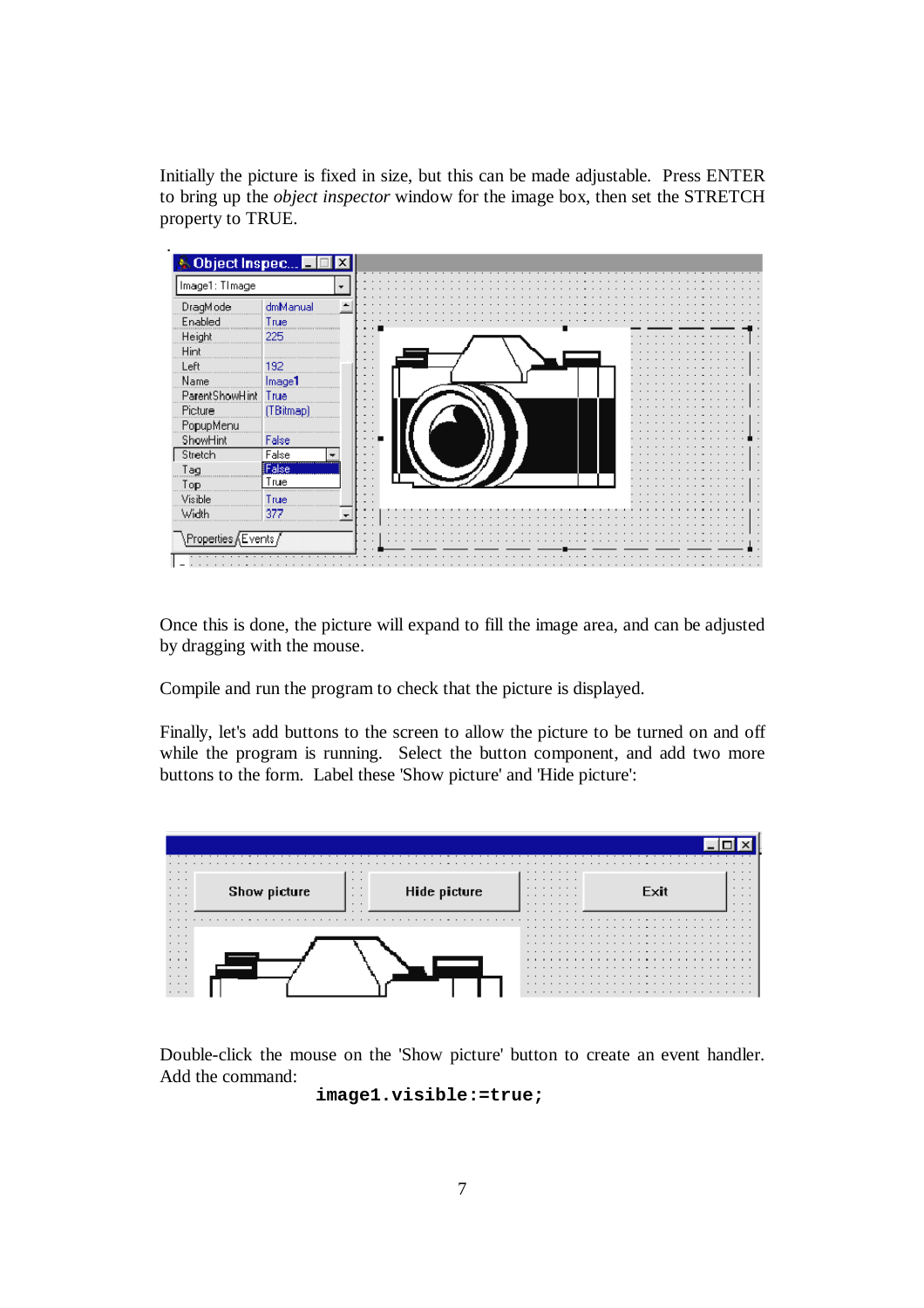Initially the picture is fixed in size, but this can be made adjustable. Press ENTER to bring up the *object inspector* window for the image box, then set the STRETCH property to TRUE.

Once this is done, the picture will expand to fill the image area, and can be adjusted by dragging with the mouse.

Compile and run the program to check that the picture is displayed.

Finally, let's add buttons to the screen to allow the picture to be turned on and off while the program is running. Select the button component, and add two more buttons to the form. Label these 'Show picture' and 'Hide picture':

Double-click the mouse on the 'Show picture' button to create an event handler. Add the command:

```
image1.visible:=true;
```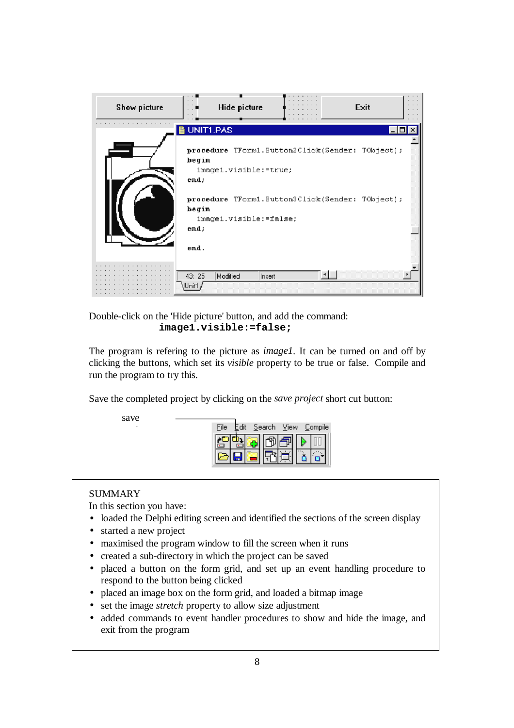Double-click on the 'Hide picture' button, and add the command:

```
image1.visible:=false;
```

The program is refering to the picture as *image1*. It can be turned on and off by clicking the buttons, which set its *visible* property to be true or false. Compile and run the program to try this.

Save the completed project by clicking on the *save project* short cut button:

save

SUMMARY

In this section you have:

- loaded the Delphi editing screen and identified the sections of the screen display
- started a new project
- maximised the program window to fill the screen when it runs
- created a sub-directory in which the project can be saved
- placed a button on the form grid, and set up an event handling procedure to respond to the button being clicked
- placed an image box on the form grid, and loaded a bitmap image
- set the image *stretch* property to allow size adjustment
- added commands to event handler procedures to show and hide the image, and exit from the program